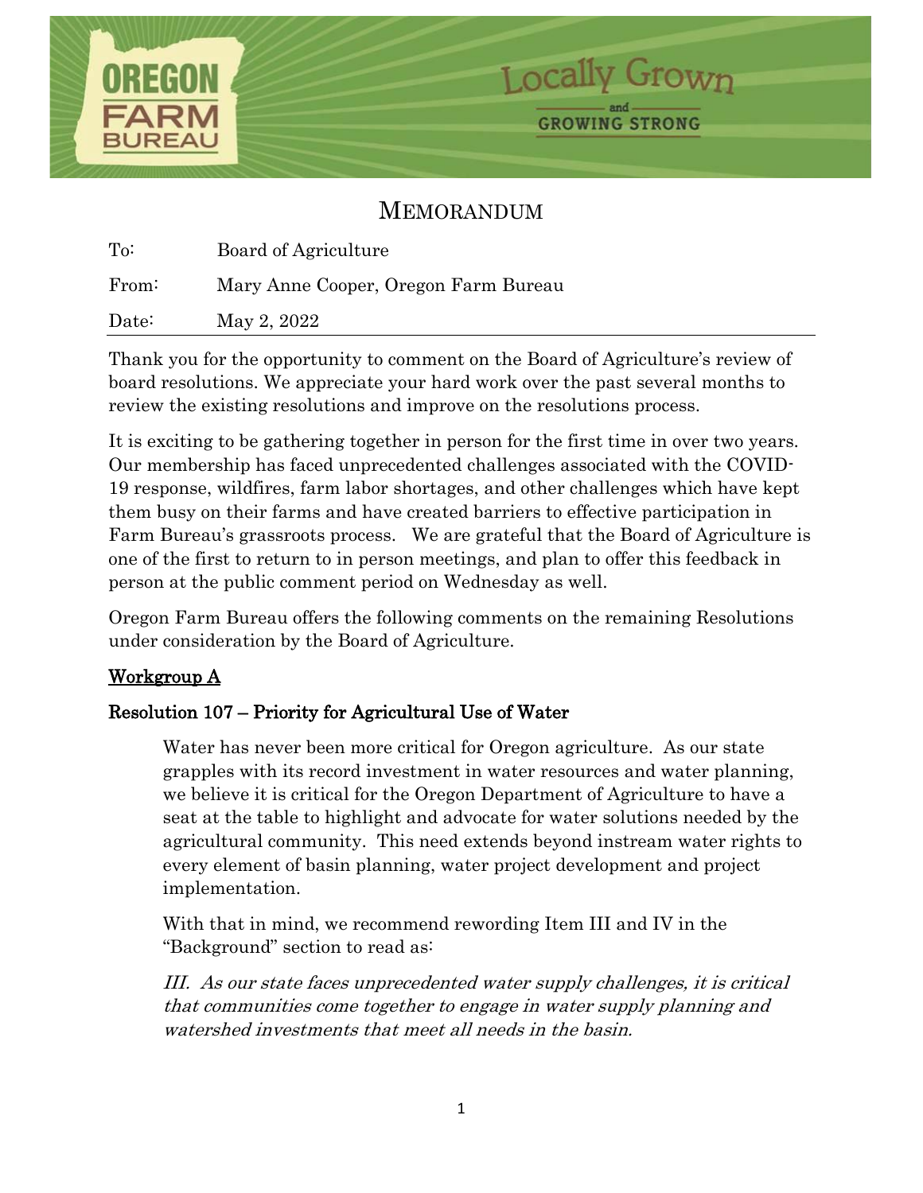Oregon Farm Bureau — Locally Grown and Growing Strong

# MEMORANDUM

To: Board of Agriculture

From: Mary Anne Cooper, Oregon Farm Bureau

Date: May 2, 2022

Thank you for the opportunity to comment on the Board of Agriculture's review of board resolutions. We appreciate your hard work over the past several months to review the existing resolutions and improve on the resolutions process.

It is exciting to be gathering together in person for the first time in over two years. Our membership has faced unprecedented challenges associated with the COVID-19 response, wildfires, farm labor shortages, and other challenges which have kept them busy on their farms and have created barriers to effective participation in Farm Bureau's grassroots process. We are grateful that the Board of Agriculture is one of the first to return to in person meetings, and plan to offer this feedback in person at the public comment period on Wednesday as well.

Oregon Farm Bureau offers the following comments on the remaining Resolutions under consideration by the Board of Agriculture.

## Workgroup A

### Resolution 107 – Priority for Agricultural Use of Water

Water has never been more critical for Oregon agriculture. As our state grapples with its record investment in water resources and water planning, we believe it is critical for the Oregon Department of Agriculture to have a seat at the table to highlight and advocate for water solutions needed by the agricultural community. This need extends beyond instream water rights to every element of basin planning, water project development and project implementation.

With that in mind, we recommend rewording Item III and IV in the "Background" section to read as:

*III. As our state faces unprecedented water supply challenges, it is critical that communities come together to engage in water supply planning and watershed investments that meet all needs in the basin.*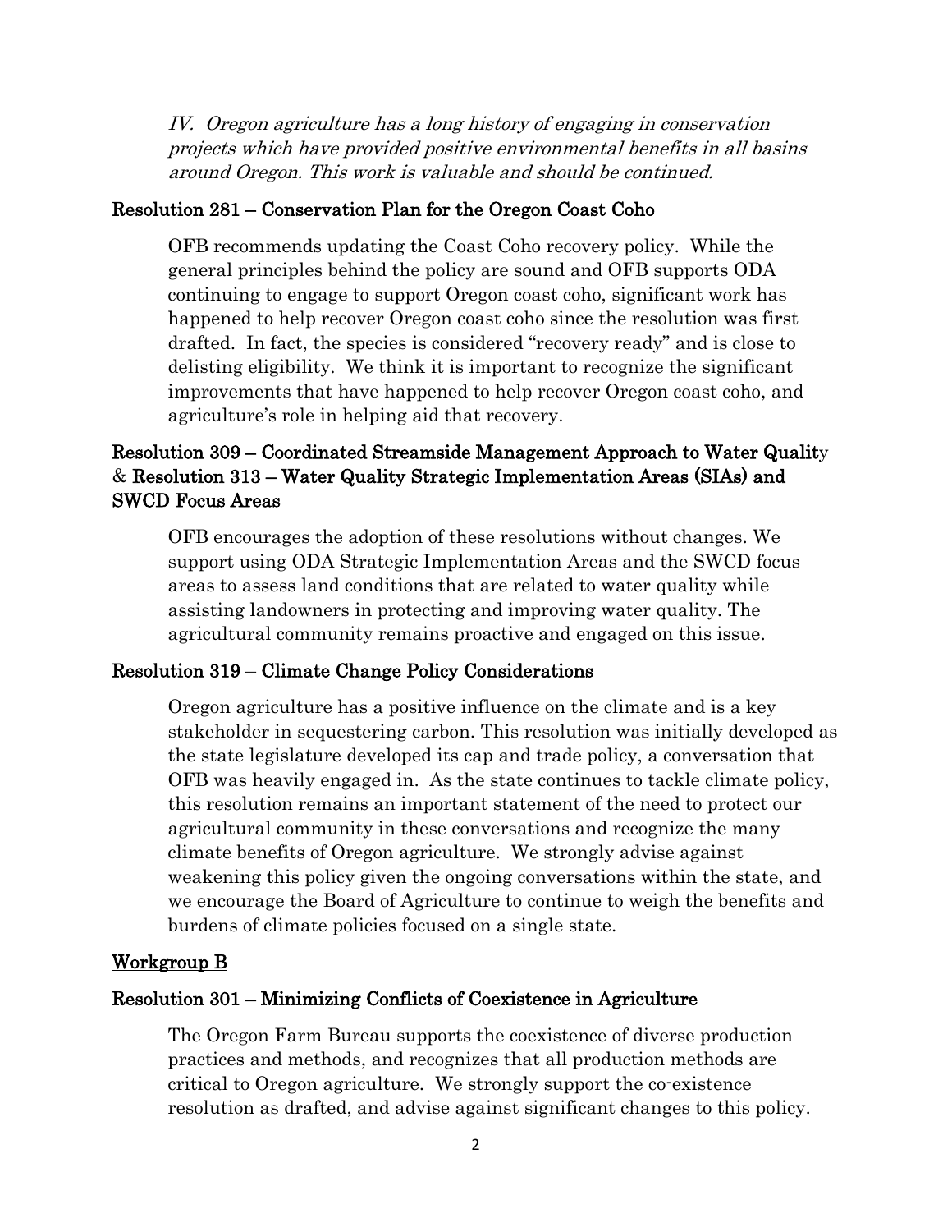*IV. Oregon agriculture has a long history of engaging in conservation projects which have provided positive environmental benefits in all basins around Oregon. This work is valuable and should be continued.*

**Resolution 281 – Conservation Plan for the Oregon Coast Coho**

OFB recommends updating the Coast Coho recovery policy. While the general principles behind the policy are sound and OFB supports ODA continuing to engage to support Oregon coast coho, significant work has happened to help recover Oregon coast coho since the resolution was first drafted. In fact, the species is considered "recovery ready" and is close to delisting eligibility. We think it is important to recognize the significant improvements that have happened to help recover Oregon coast coho, and agriculture's role in helping aid that recovery.

**Resolution 309 – Coordinated Streamside Management Approach to Water Quality & Resolution 313 – Water Quality Strategic Implementation Areas (SIAs) and SWCD Focus Areas**

OFB encourages the adoption of these resolutions without changes. We support using ODA Strategic Implementation Areas and the SWCD focus areas to assess land conditions that are related to water quality while assisting landowners in protecting and improving water quality. The agricultural community remains proactive and engaged on this issue.

**Resolution 319 – Climate Change Policy Considerations**

Oregon agriculture has a positive influence on the climate and is a key stakeholder in sequestering carbon. This resolution was initially developed as the state legislature developed its cap and trade policy, a conversation that OFB was heavily engaged in. As the state continues to tackle climate policy, this resolution remains an important statement of the need to protect our agricultural community in these conversations and recognize the many climate benefits of Oregon agriculture. We strongly advise against weakening this policy given the ongoing conversations within the state, and we encourage the Board of Agriculture to continue to weigh the benefits and burdens of climate policies focused on a single state.

**Workgroup B**

**Resolution 301 – Minimizing Conflicts of Coexistence in Agriculture**

The Oregon Farm Bureau supports the coexistence of diverse production practices and methods, and recognizes that all production methods are critical to Oregon agriculture. We strongly support the co-existence resolution as drafted, and advise against significant changes to this policy.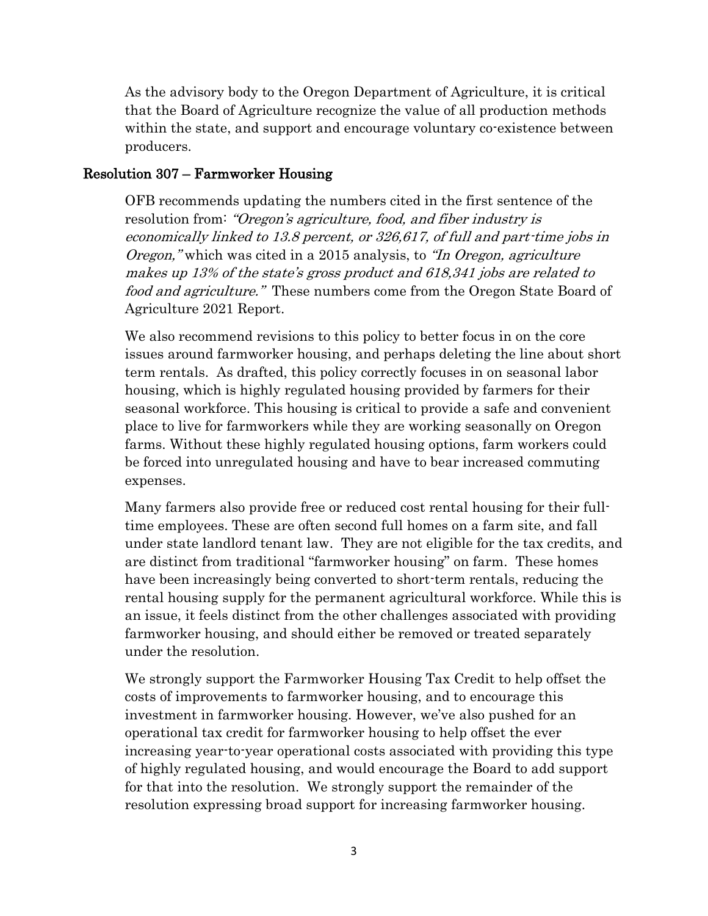As the advisory body to the Oregon Department of Agriculture, it is critical that the Board of Agriculture recognize the value of all production methods within the state, and support and encourage voluntary co-existence between producers.

### Resolution 307 – Farmworker Housing

OFB recommends updating the numbers cited in the first sentence of the resolution from: *"Oregon's agriculture, food, and fiber industry is economically linked to 13.8 percent, or 326,617, of full and part-time jobs in Oregon,"* which was cited in a 2015 analysis, to *"In Oregon, agriculture makes up 13% of the state's gross product and 618,341 jobs are related to food and agriculture."* These numbers come from the Oregon State Board of Agriculture 2021 Report.

We also recommend revisions to this policy to better focus in on the core issues around farmworker housing, and perhaps deleting the line about short term rentals. As drafted, this policy correctly focuses in on seasonal labor housing, which is highly regulated housing provided by farmers for their seasonal workforce. This housing is critical to provide a safe and convenient place to live for farmworkers while they are working seasonally on Oregon farms. Without these highly regulated housing options, farm workers could be forced into unregulated housing and have to bear increased commuting expenses.

Many farmers also provide free or reduced cost rental housing for their full-time employees. These are often second full homes on a farm site, and fall under state landlord tenant law. They are not eligible for the tax credits, and are distinct from traditional "farmworker housing" on farm. These homes have been increasingly being converted to short-term rentals, reducing the rental housing supply for the permanent agricultural workforce. While this is an issue, it feels distinct from the other challenges associated with providing farmworker housing, and should either be removed or treated separately under the resolution.

We strongly support the Farmworker Housing Tax Credit to help offset the costs of improvements to farmworker housing, and to encourage this investment in farmworker housing. However, we've also pushed for an operational tax credit for farmworker housing to help offset the ever increasing year-to-year operational costs associated with providing this type of highly regulated housing, and would encourage the Board to add support for that into the resolution. We strongly support the remainder of the resolution expressing broad support for increasing farmworker housing.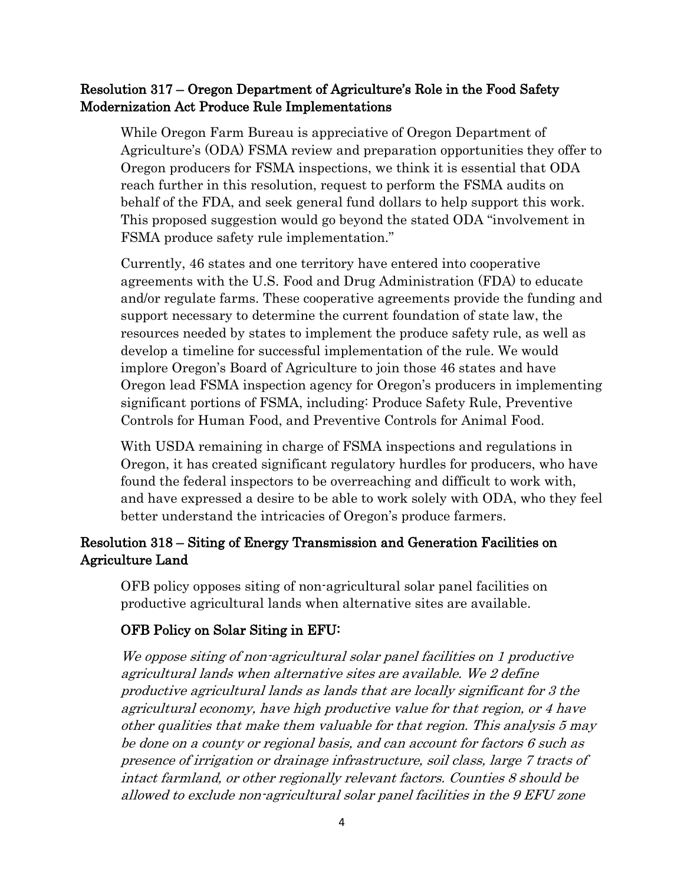### Resolution 317 – Oregon Department of Agriculture's Role in the Food Safety Modernization Act Produce Rule Implementations

While Oregon Farm Bureau is appreciative of Oregon Department of Agriculture's (ODA) FSMA review and preparation opportunities they offer to Oregon producers for FSMA inspections, we think it is essential that ODA reach further in this resolution, request to perform the FSMA audits on behalf of the FDA, and seek general fund dollars to help support this work. This proposed suggestion would go beyond the stated ODA "involvement in FSMA produce safety rule implementation."

Currently, 46 states and one territory have entered into cooperative agreements with the U.S. Food and Drug Administration (FDA) to educate and/or regulate farms. These cooperative agreements provide the funding and support necessary to determine the current foundation of state law, the resources needed by states to implement the produce safety rule, as well as develop a timeline for successful implementation of the rule. We would implore Oregon's Board of Agriculture to join those 46 states and have Oregon lead FSMA inspection agency for Oregon's producers in implementing significant portions of FSMA, including: Produce Safety Rule, Preventive Controls for Human Food, and Preventive Controls for Animal Food.

With USDA remaining in charge of FSMA inspections and regulations in Oregon, it has created significant regulatory hurdles for producers, who have found the federal inspectors to be overreaching and difficult to work with, and have expressed a desire to be able to work solely with ODA, who they feel better understand the intricacies of Oregon's produce farmers.

### Resolution 318 – Siting of Energy Transmission and Generation Facilities on Agriculture Land

OFB policy opposes siting of non-agricultural solar panel facilities on productive agricultural lands when alternative sites are available.

#### OFB Policy on Solar Siting in EFU:

*We oppose siting of non-agricultural solar panel facilities on 1 productive agricultural lands when alternative sites are available. We 2 define productive agricultural lands as lands that are locally significant for 3 the agricultural economy, have high productive value for that region, or 4 have other qualities that make them valuable for that region. This analysis 5 may be done on a county or regional basis, and can account for factors 6 such as presence of irrigation or drainage infrastructure, soil class, large 7 tracts of intact farmland, or other regionally relevant factors. Counties 8 should be allowed to exclude non-agricultural solar panel facilities in the 9 EFU zone*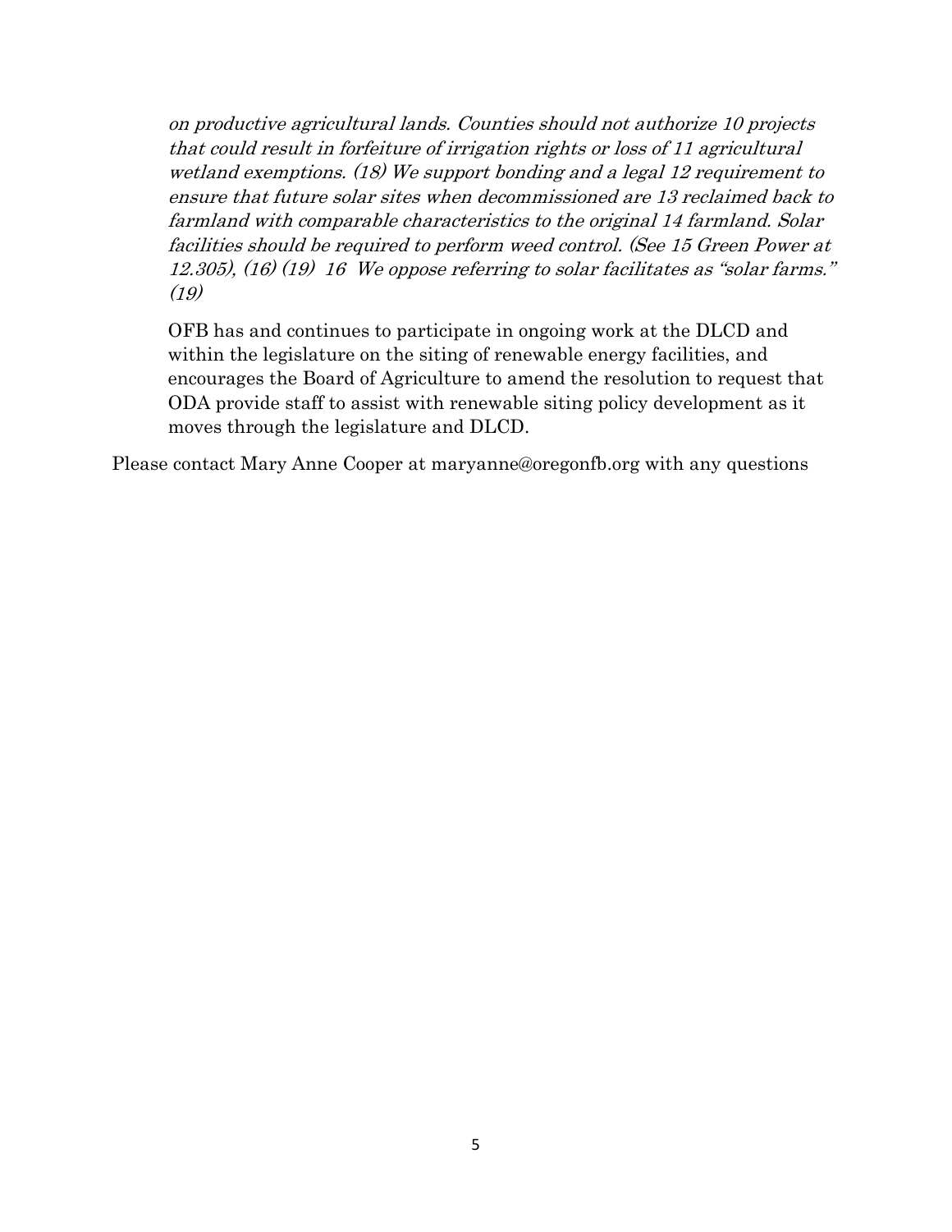*on productive agricultural lands. Counties should not authorize 10 projects that could result in forfeiture of irrigation rights or loss of 11 agricultural wetland exemptions. (18) We support bonding and a legal 12 requirement to ensure that future solar sites when decommissioned are 13 reclaimed back to farmland with comparable characteristics to the original 14 farmland. Solar facilities should be required to perform weed control. (See 15 Green Power at 12.305), (16) (19) 16 We oppose referring to solar facilitates as "solar farms." (19)*

OFB has and continues to participate in ongoing work at the DLCD and within the legislature on the siting of renewable energy facilities, and encourages the Board of Agriculture to amend the resolution to request that ODA provide staff to assist with renewable siting policy development as it moves through the legislature and DLCD.

Please contact Mary Anne Cooper at maryanne@oregonfb.org with any questions